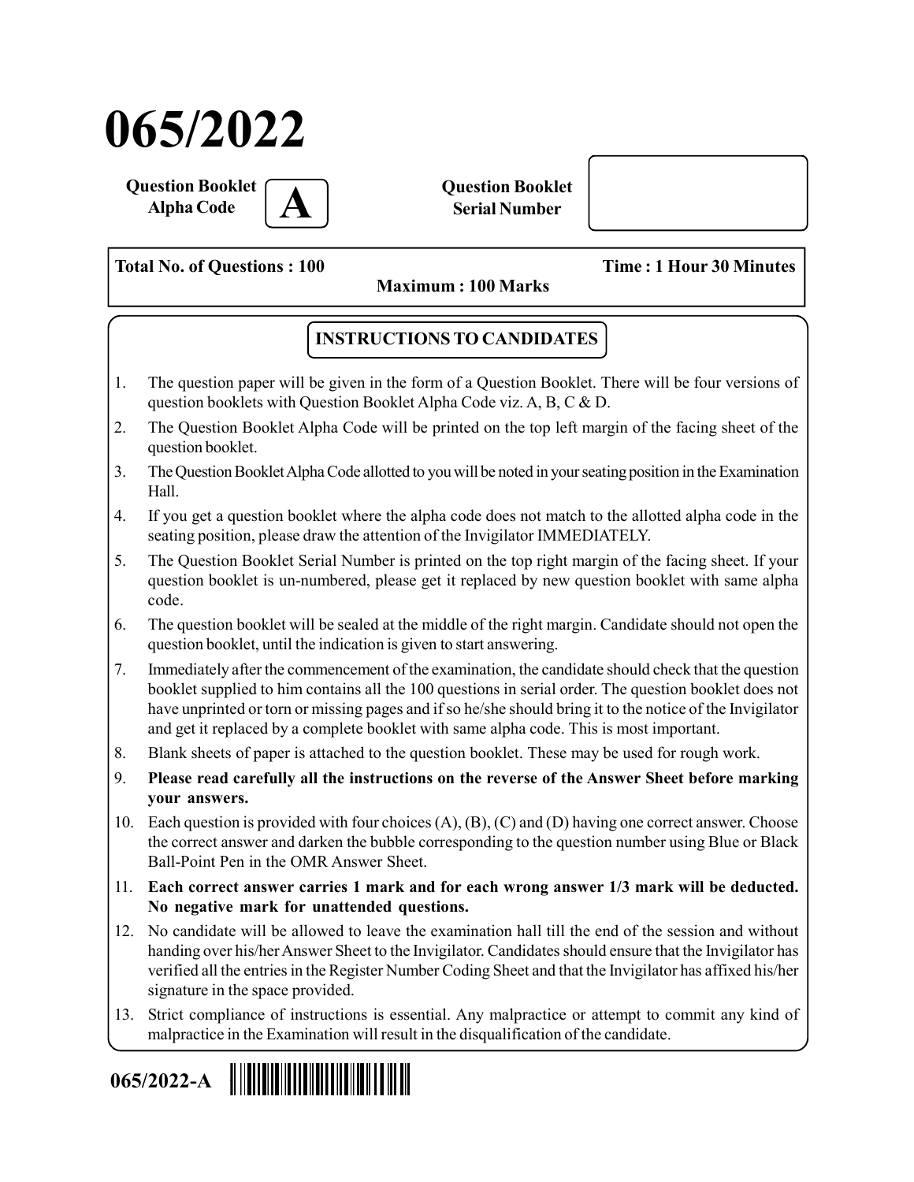# 065/2022

**Question Booklet Alpha Code** **A**

**Question Booklet Serial Number**

**Total No. of Questions : 100** **Time : 1 Hour 30 Minutes**

**Maximum : 100 Marks**

## INSTRUCTIONS TO CANDIDATES

1. The question paper will be given in the form of a Question Booklet. There will be four versions of question booklets with Question Booklet Alpha Code viz. A, B, C & D.
2. The Question Booklet Alpha Code will be printed on the top left margin of the facing sheet of the question booklet.
3. The Question Booklet Alpha Code allotted to you will be noted in your seating position in the Examination Hall.
4. If you get a question booklet where the alpha code does not match to the allotted alpha code in the seating position, please draw the attention of the Invigilator IMMEDIATELY.
5. The Question Booklet Serial Number is printed on the top right margin of the facing sheet. If your question booklet is un-numbered, please get it replaced by new question booklet with same alpha code.
6. The question booklet will be sealed at the middle of the right margin. Candidate should not open the question booklet, until the indication is given to start answering.
7. Immediately after the commencement of the examination, the candidate should check that the question booklet supplied to him contains all the 100 questions in serial order. The question booklet does not have unprinted or torn or missing pages and if so he/she should bring it to the notice of the Invigilator and get it replaced by a complete booklet with same alpha code. This is most important.
8. Blank sheets of paper is attached to the question booklet. These may be used for rough work.
9. **Please read carefully all the instructions on the reverse of the Answer Sheet before marking your answers.**
10. Each question is provided with four choices (A), (B), (C) and (D) having one correct answer. Choose the correct answer and darken the bubble corresponding to the question number using Blue or Black Ball-Point Pen in the OMR Answer Sheet.
11. **Each correct answer carries 1 mark and for each wrong answer 1/3 mark will be deducted. No negative mark for unattended questions.**
12. No candidate will be allowed to leave the examination hall till the end of the session and without handing over his/her Answer Sheet to the Invigilator. Candidates should ensure that the Invigilator has verified all the entries in the Register Number Coding Sheet and that the Invigilator has affixed his/her signature in the space provided.
13. Strict compliance of instructions is essential. Any malpractice or attempt to commit any kind of malpractice in the Examination will result in the disqualification of the candidate.

**065/2022-A**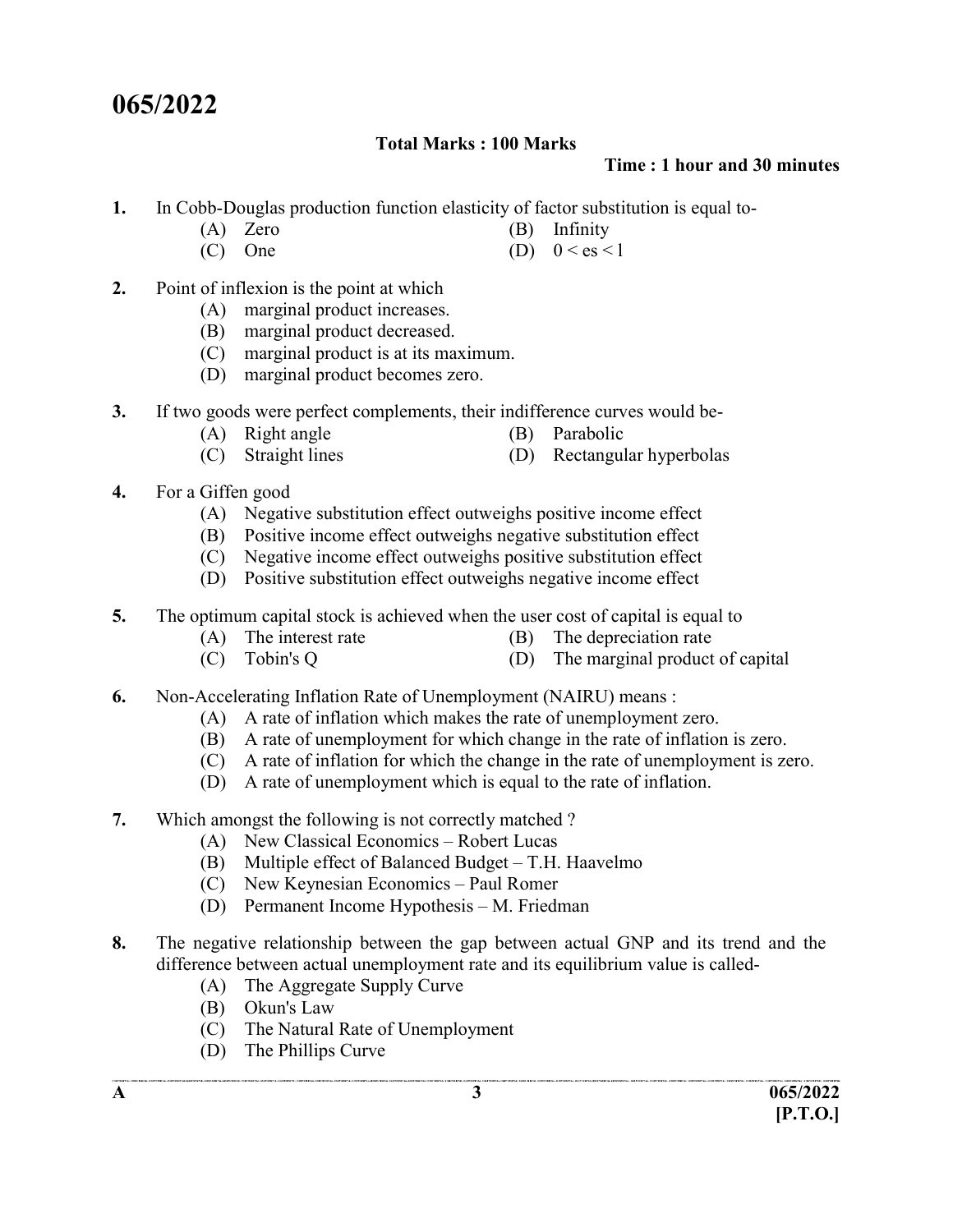# 065/2022

**Total Marks : 100 Marks**

**Time : 1 hour and 30 minutes**

1. In Cobb-Douglas production function elasticity of factor substitution is equal to-
   - (A) Zero
   - (B) Infinity
   - (C) One
   - (D) 0 < es < 1

2. Point of inflexion is the point at which
   - (A) marginal product increases.
   - (B) marginal product decreased.
   - (C) marginal product is at its maximum.
   - (D) marginal product becomes zero.

3. If two goods were perfect complements, their indifference curves would be-
   - (A) Right angle
   - (B) Parabolic
   - (C) Straight lines
   - (D) Rectangular hyperbolas

4. For a Giffen good
   - (A) Negative substitution effect outweighs positive income effect
   - (B) Positive income effect outweighs negative substitution effect
   - (C) Negative income effect outweighs positive substitution effect
   - (D) Positive substitution effect outweighs negative income effect

5. The optimum capital stock is achieved when the user cost of capital is equal to
   - (A) The interest rate
   - (B) The depreciation rate
   - (C) Tobin's Q
   - (D) The marginal product of capital

6. Non-Accelerating Inflation Rate of Unemployment (NAIRU) means :
   - (A) A rate of inflation which makes the rate of unemployment zero.
   - (B) A rate of unemployment for which change in the rate of inflation is zero.
   - (C) A rate of inflation for which the change in the rate of unemployment is zero.
   - (D) A rate of unemployment which is equal to the rate of inflation.

7. Which amongst the following is not correctly matched ?
   - (A) New Classical Economics – Robert Lucas
   - (B) Multiple effect of Balanced Budget – T.H. Haavelmo
   - (C) New Keynesian Economics – Paul Romer
   - (D) Permanent Income Hypothesis – M. Friedman

8. The negative relationship between the gap between actual GNP and its trend and the difference between actual unemployment rate and its equilibrium value is called-
   - (A) The Aggregate Supply Curve
   - (B) Okun's Law
   - (C) The Natural Rate of Unemployment
   - (D) The Phillips Curve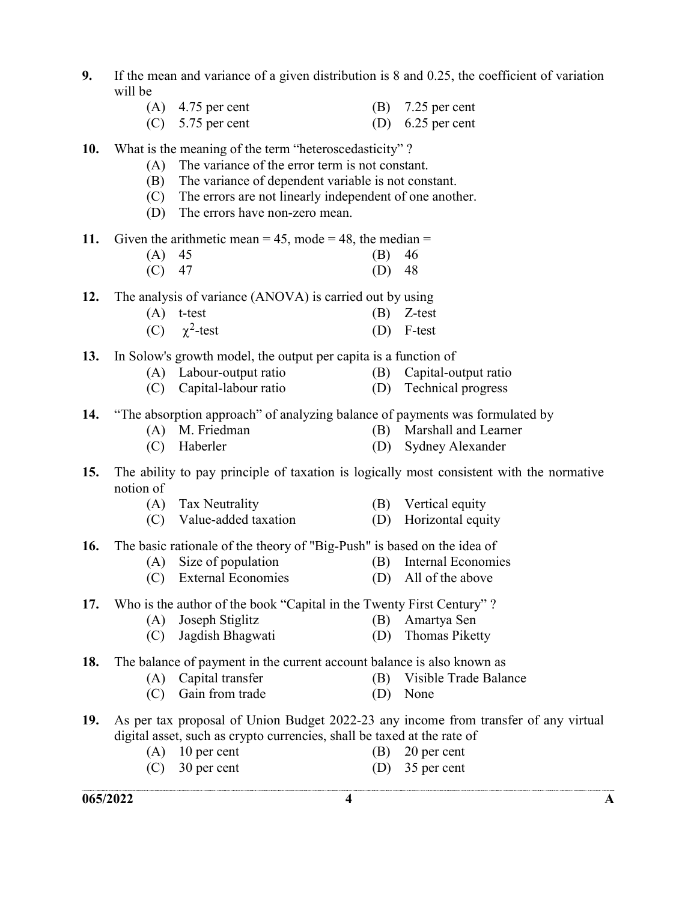**9.** If the mean and variance of a given distribution is 8 and 0.25, the coefficient of variation will be

(A) 4.75 per cent (B) 7.25 per cent
(C) 5.75 per cent (D) 6.25 per cent

**10.** What is the meaning of the term "heteroscedasticity" ?

(A) The variance of the error term is not constant.
(B) The variance of dependent variable is not constant.
(C) The errors are not linearly independent of one another.
(D) The errors have non-zero mean.

**11.** Given the arithmetic mean = 45, mode = 48, the median =

(A) 45 (B) 46
(C) 47 (D) 48

**12.** The analysis of variance (ANOVA) is carried out by using

(A) t-test (B) Z-test
(C) $\chi^2$-test (D) F-test

**13.** In Solow's growth model, the output per capita is a function of

(A) Labour-output ratio (B) Capital-output ratio
(C) Capital-labour ratio (D) Technical progress

**14.** "The absorption approach" of analyzing balance of payments was formulated by

(A) M. Friedman (B) Marshall and Learner
(C) Haberler (D) Sydney Alexander

**15.** The ability to pay principle of taxation is logically most consistent with the normative notion of

(A) Tax Neutrality (B) Vertical equity
(C) Value-added taxation (D) Horizontal equity

**16.** The basic rationale of the theory of "Big-Push" is based on the idea of

(A) Size of population (B) Internal Economies
(C) External Economies (D) All of the above

**17.** Who is the author of the book "Capital in the Twenty First Century" ?

(A) Joseph Stiglitz (B) Amartya Sen
(C) Jagdish Bhagwati (D) Thomas Piketty

**18.** The balance of payment in the current account balance is also known as

(A) Capital transfer (B) Visible Trade Balance
(C) Gain from trade (D) None

**19.** As per tax proposal of Union Budget 2022-23 any income from transfer of any virtual digital asset, such as crypto currencies, shall be taxed at the rate of

(A) 10 per cent (B) 20 per cent
(C) 30 per cent (D) 35 per cent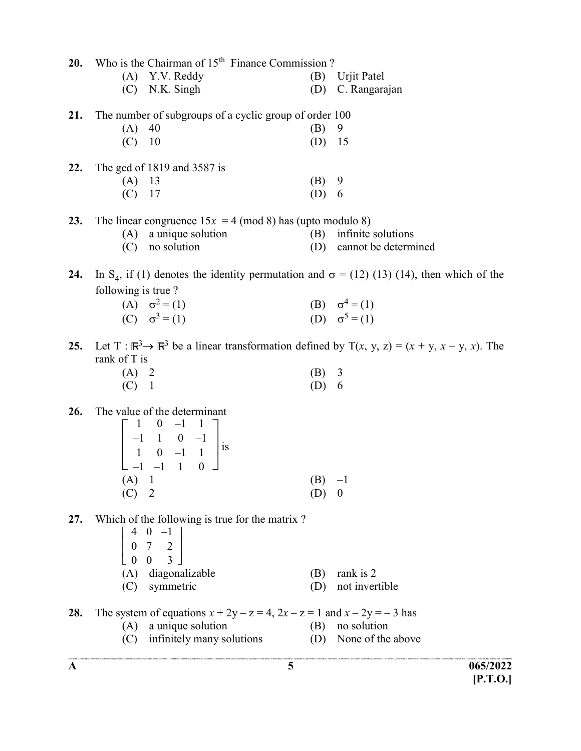**20.** Who is the Chairman of $15^{th}$ Finance Commission ?

(A) Y.V. Reddy (B) Urjit Patel

(C) N.K. Singh (D) C. Rangarajan

**21.** The number of subgroups of a cyclic group of order 100

(A) 40 (B) 9

(C) 10 (D) 15

**22.** The gcd of 1819 and 3587 is

(A) 13 (B) 9

(C) 17 (D) 6

**23.** The linear congruence $15x \equiv 4 \pmod 8$ has (upto modulo 8)

(A) a unique solution (B) infinite solutions

(C) no solution (D) cannot be determined

**24.** In $S_4$, if (1) denotes the identity permutation and $\sigma = (12)(13)(14)$, then which of the following is true ?

(A) $\sigma^2 = (1)$ (B) $\sigma^4 = (1)$

(C) $\sigma^3 = (1)$ (D) $\sigma^5 = (1)$

**25.** Let $T : \mathbb{R}^3 \to \mathbb{R}^3$ be a linear transformation defined by $T(x, y, z) = (x + y, x - y, x)$. The rank of T is

(A) 2 (B) 3

(C) 1 (D) 6

**26.** The value of the determinant

$$\begin{bmatrix} 1 & 0 & -1 & 1 \\ -1 & 1 & 0 & -1 \\ 1 & 0 & -1 & 1 \\ -1 & -1 & 1 & 0 \end{bmatrix} \text{is}$$

(A) 1 (B) –1

(C) 2 (D) 0

**27.** Which of the following is true for the matrix ?

$$\begin{bmatrix} 4 & 0 & -1 \\ 0 & 7 & -2 \\ 0 & 0 & 3 \end{bmatrix}$$

(A) diagonalizable (B) rank is 2

(C) symmetric (D) not invertible

**28.** The system of equations $x + 2y - z = 4$, $2x - z = 1$ and $x - 2y = -3$ has

(A) a unique solution (B) no solution

(C) infinitely many solutions (D) None of the above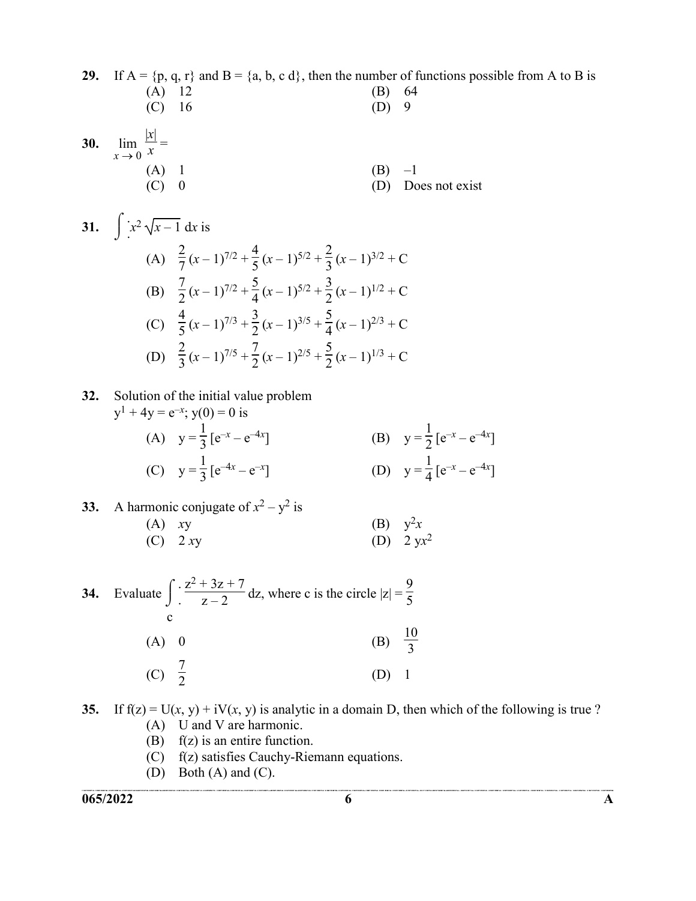**29.** If A = {p, q, r} and B = {a, b, c d}, then the number of functions possible from A to B is

(A) 12 (B) 64

(C) 16 (D) 9

**30.** $\lim_{x \to 0} \frac{|x|}{x} =$

(A) 1 (B) –1

(C) 0 (D) Does not exist

**31.** $\int x^2 \sqrt{x-1}\, dx$ is

(A) $\frac{2}{7}(x-1)^{7/2} + \frac{4}{5}(x-1)^{5/2} + \frac{2}{3}(x-1)^{3/2} + C$

(B) $\frac{7}{2}(x-1)^{7/2} + \frac{5}{4}(x-1)^{5/2} + \frac{3}{2}(x-1)^{1/2} + C$

(C) $\frac{4}{5}(x-1)^{7/3} + \frac{3}{2}(x-1)^{3/5} + \frac{5}{4}(x-1)^{2/3} + C$

(D) $\frac{2}{3}(x-1)^{7/5} + \frac{7}{2}(x-1)^{2/5} + \frac{5}{2}(x-1)^{1/3} + C$

**32.** Solution of the initial value problem

$y^1 + 4y = e^{-x}$; $y(0) = 0$ is

(A) $y = \frac{1}{3}[e^{-x} - e^{-4x}]$ (B) $y = \frac{1}{2}[e^{-x} - e^{-4x}]$

(C) $y = \frac{1}{3}[e^{-4x} - e^{-x}]$ (D) $y = \frac{1}{4}[e^{-x} - e^{-4x}]$

**33.** A harmonic conjugate of $x^2 - y^2$ is

(A) $xy$ (B) $y^2x$

(C) $2xy$ (D) $2yx^2$

**34.** Evaluate $\int_c \frac{z^2 + 3z + 7}{z - 2}\, dz$, where c is the circle $|z| = \frac{9}{5}$

(A) 0 (B) $\frac{10}{3}$

(C) $\frac{7}{2}$ (D) 1

**35.** If $f(z) = U(x, y) + iV(x, y)$ is analytic in a domain D, then which of the following is true ?

(A) U and V are harmonic.

(B) f(z) is an entire function.

(C) f(z) satisfies Cauchy-Riemann equations.

(D) Both (A) and (C).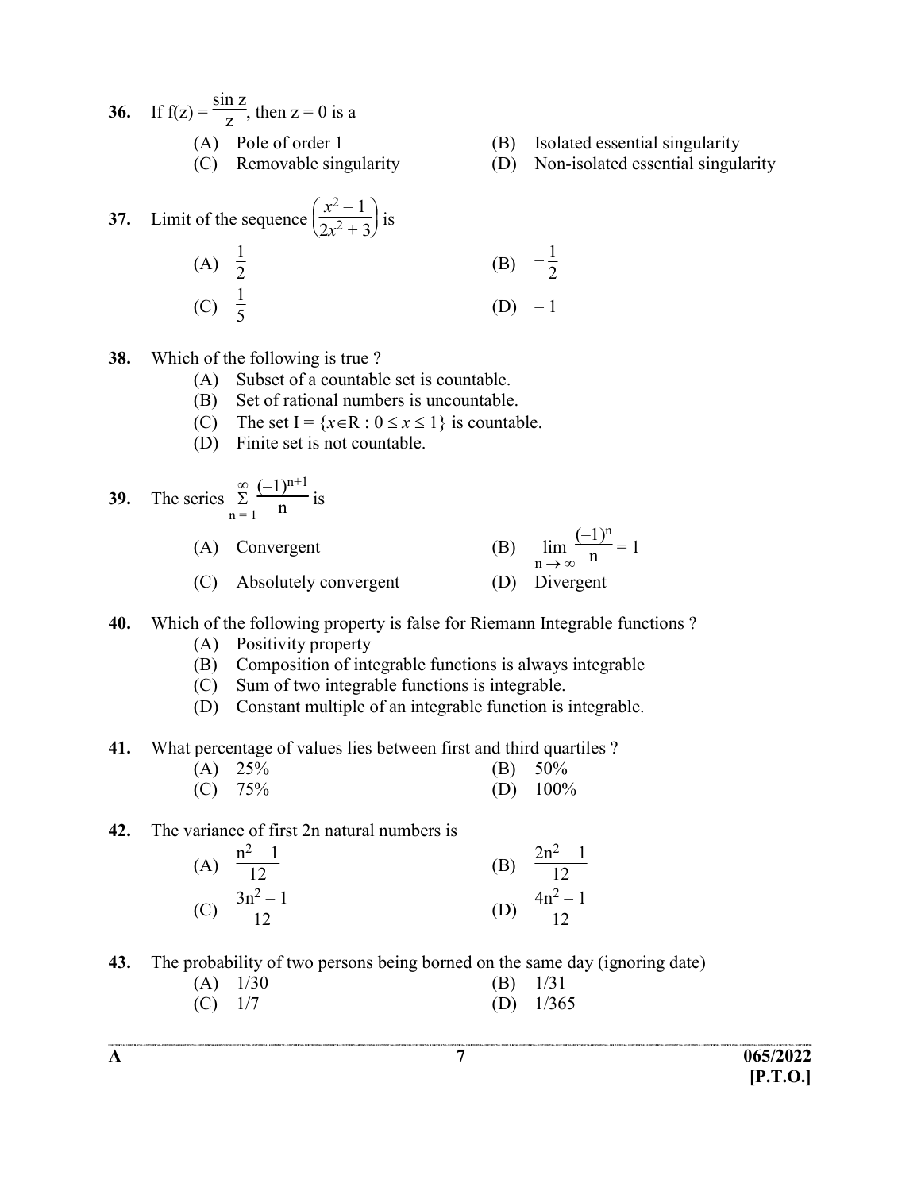**36.** If $f(z) = \frac{\sin z}{z}$, then z = 0 is a

(A) Pole of order 1
(B) Isolated essential singularity
(C) Removable singularity
(D) Non-isolated essential singularity

**37.** Limit of the sequence $\left(\frac{x^2 - 1}{2x^2 + 3}\right)$ is

(A) $\frac{1}{2}$
(B) $-\frac{1}{2}$
(C) $\frac{1}{5}$
(D) $-1$

**38.** Which of the following is true ?

(A) Subset of a countable set is countable.
(B) Set of rational numbers is uncountable.
(C) The set $I = \{x \in R : 0 \leq x \leq 1\}$ is countable.
(D) Finite set is not countable.

**39.** The series $\sum_{n=1}^{\infty} \frac{(-1)^{n+1}}{n}$ is

(A) Convergent
(B) $\lim_{n \to \infty} \frac{(-1)^n}{n} = 1$
(C) Absolutely convergent
(D) Divergent

**40.** Which of the following property is false for Riemann Integrable functions ?

(A) Positivity property
(B) Composition of integrable functions is always integrable
(C) Sum of two integrable functions is integrable.
(D) Constant multiple of an integrable function is integrable.

**41.** What percentage of values lies between first and third quartiles ?

(A) 25%
(B) 50%
(C) 75%
(D) 100%

**42.** The variance of first 2n natural numbers is

(A) $\frac{n^2 - 1}{12}$
(B) $\frac{2n^2 - 1}{12}$
(C) $\frac{3n^2 - 1}{12}$
(D) $\frac{4n^2 - 1}{12}$

**43.** The probability of two persons being borned on the same day (ignoring date)

(A) 1/30
(B) 1/31
(C) 1/7
(D) 1/365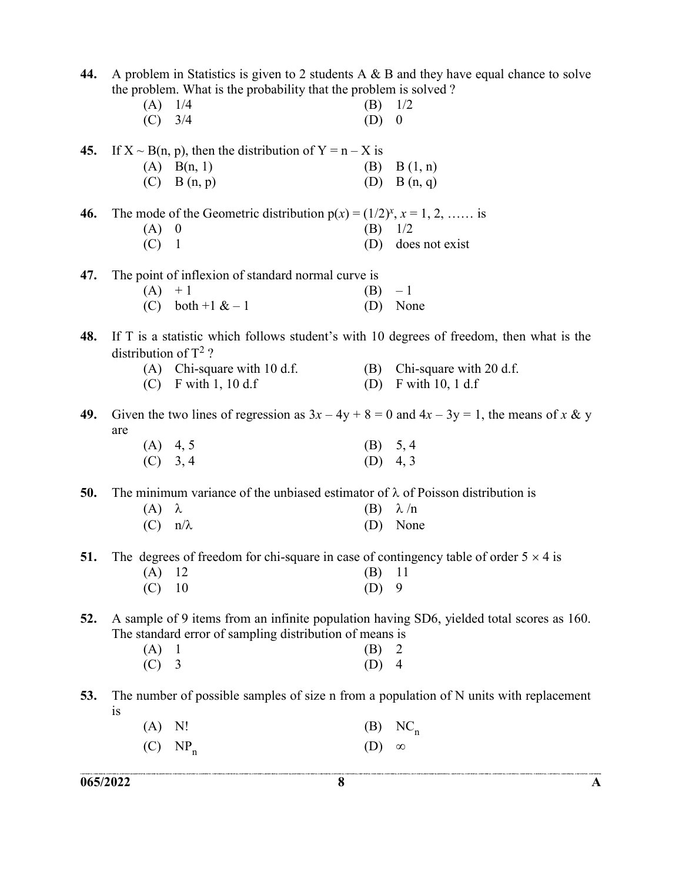44. A problem in Statistics is given to 2 students A & B and they have equal chance to solve the problem. What is the probability that the problem is solved ?

   (A) 1/4 (B) 1/2
   (C) 3/4 (D) 0

45. If $X \sim B(n, p)$, then the distribution of $Y = n - X$ is

   (A) $B(n, 1)$ (B) $B(1, n)$
   (C) $B(n, p)$ (D) $B(n, q)$

46. The mode of the Geometric distribution $p(x) = (1/2)^x$, $x = 1, 2, \ldots\ldots$ is

   (A) 0 (B) 1/2
   (C) 1 (D) does not exist

47. The point of inflexion of standard normal curve is

   (A) + 1 (B) – 1
   (C) both +1 & – 1 (D) None

48. If T is a statistic which follows student's with 10 degrees of freedom, then what is the distribution of $T^2$ ?

   (A) Chi-square with 10 d.f. (B) Chi-square with 20 d.f.
   (C) F with 1, 10 d.f (D) F with 10, 1 d.f

49. Given the two lines of regression as $3x - 4y + 8 = 0$ and $4x - 3y = 1$, the means of $x$ & y are

   (A) 4, 5 (B) 5, 4
   (C) 3, 4 (D) 4, 3

50. The minimum variance of the unbiased estimator of $\lambda$ of Poisson distribution is

   (A) $\lambda$ (B) $\lambda/n$
   (C) $n/\lambda$ (D) None

51. The degrees of freedom for chi-square in case of contingency table of order $5 \times 4$ is

   (A) 12 (B) 11
   (C) 10 (D) 9

52. A sample of 9 items from an infinite population having SD6, yielded total scores as 160. The standard error of sampling distribution of means is

   (A) 1 (B) 2
   (C) 3 (D) 4

53. The number of possible samples of size n from a population of N units with replacement is

   (A) N! (B) $NC_n$
   (C) $NP_n$ (D) $\infty$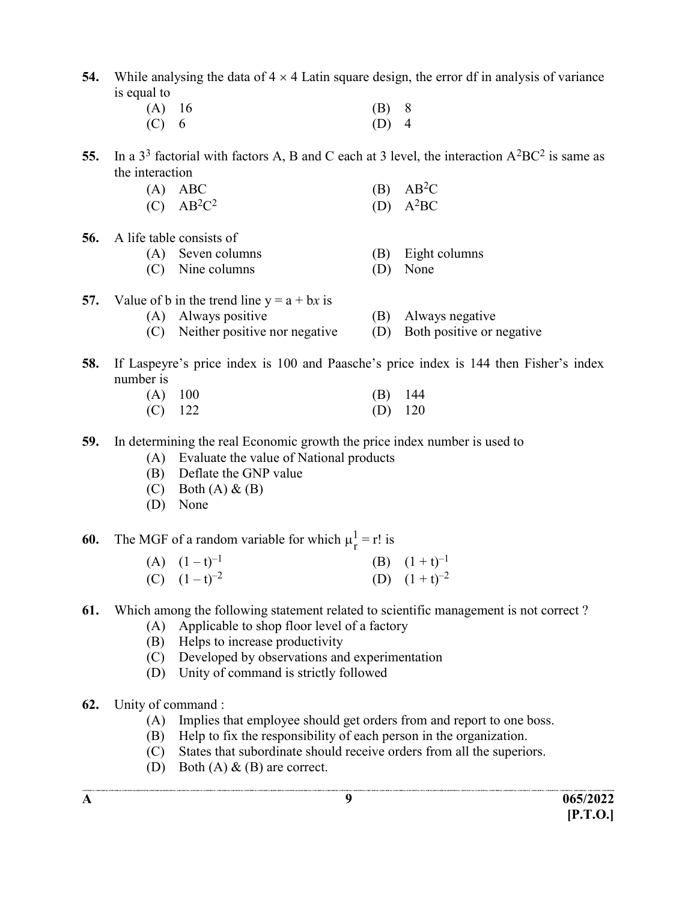**54.** While analysing the data of $4 \times 4$ Latin square design, the error df in analysis of variance is equal to

(A) 16 (B) 8

(C) 6 (D) 4

**55.** In a $3^3$ factorial with factors A, B and C each at 3 level, the interaction $A^2BC^2$ is same as the interaction

(A) ABC (B) $AB^2C$

(C) $AB^2C^2$ (D) $A^2BC$

**56.** A life table consists of

(A) Seven columns (B) Eight columns

(C) Nine columns (D) None

**57.** Value of b in the trend line $y = a + bx$ is

(A) Always positive (B) Always negative

(C) Neither positive nor negative (D) Both positive or negative

**58.** If Laspeyre's price index is 100 and Paasche's price index is 144 then Fisher's index number is

(A) 100 (B) 144

(C) 122 (D) 120

**59.** In determining the real Economic growth the price index number is used to

(A) Evaluate the value of National products

(B) Deflate the GNP value

(C) Both (A) & (B)

(D) None

**60.** The MGF of a random variable for which $\mu_r^1 = r!$ is

(A) $(1 - t)^{-1}$ (B) $(1 + t)^{-1}$

(C) $(1 - t)^{-2}$ (D) $(1 + t)^{-2}$

**61.** Which among the following statement related to scientific management is not correct ?

(A) Applicable to shop floor level of a factory

(B) Helps to increase productivity

(C) Developed by observations and experimentation

(D) Unity of command is strictly followed

**62.** Unity of command :

(A) Implies that employee should get orders from and report to one boss.

(B) Help to fix the responsibility of each person in the organization.

(C) States that subordinate should receive orders from all the superiors.

(D) Both (A) & (B) are correct.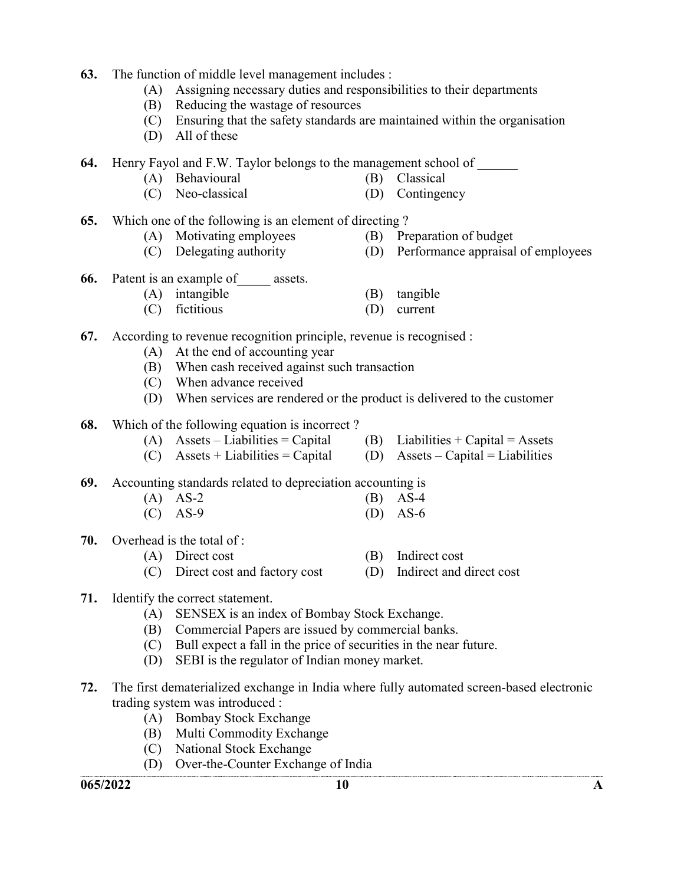63. The function of middle level management includes :
   - (A) Assigning necessary duties and responsibilities to their departments
   - (B) Reducing the wastage of resources
   - (C) Ensuring that the safety standards are maintained within the organisation
   - (D) All of these

64. Henry Fayol and F.W. Taylor belongs to the management school of ______
   - (A) Behavioural
   - (B) Classical
   - (C) Neo-classical
   - (D) Contingency

65. Which one of the following is an element of directing ?
   - (A) Motivating employees
   - (B) Preparation of budget
   - (C) Delegating authority
   - (D) Performance appraisal of employees

66. Patent is an example of_____ assets.
   - (A) intangible
   - (B) tangible
   - (C) fictitious
   - (D) current

67. According to revenue recognition principle, revenue is recognised :
   - (A) At the end of accounting year
   - (B) When cash received against such transaction
   - (C) When advance received
   - (D) When services are rendered or the product is delivered to the customer

68. Which of the following equation is incorrect ?
   - (A) Assets – Liabilities = Capital
   - (B) Liabilities + Capital = Assets
   - (C) Assets + Liabilities = Capital
   - (D) Assets – Capital = Liabilities

69. Accounting standards related to depreciation accounting is
   - (A) AS-2
   - (B) AS-4
   - (C) AS-9
   - (D) AS-6

70. Overhead is the total of :
   - (A) Direct cost
   - (B) Indirect cost
   - (C) Direct cost and factory cost
   - (D) Indirect and direct cost

71. Identify the correct statement.
   - (A) SENSEX is an index of Bombay Stock Exchange.
   - (B) Commercial Papers are issued by commercial banks.
   - (C) Bull expect a fall in the price of securities in the near future.
   - (D) SEBI is the regulator of Indian money market.

72. The first dematerialized exchange in India where fully automated screen-based electronic trading system was introduced :
   - (A) Bombay Stock Exchange
   - (B) Multi Commodity Exchange
   - (C) National Stock Exchange
   - (D) Over-the-Counter Exchange of India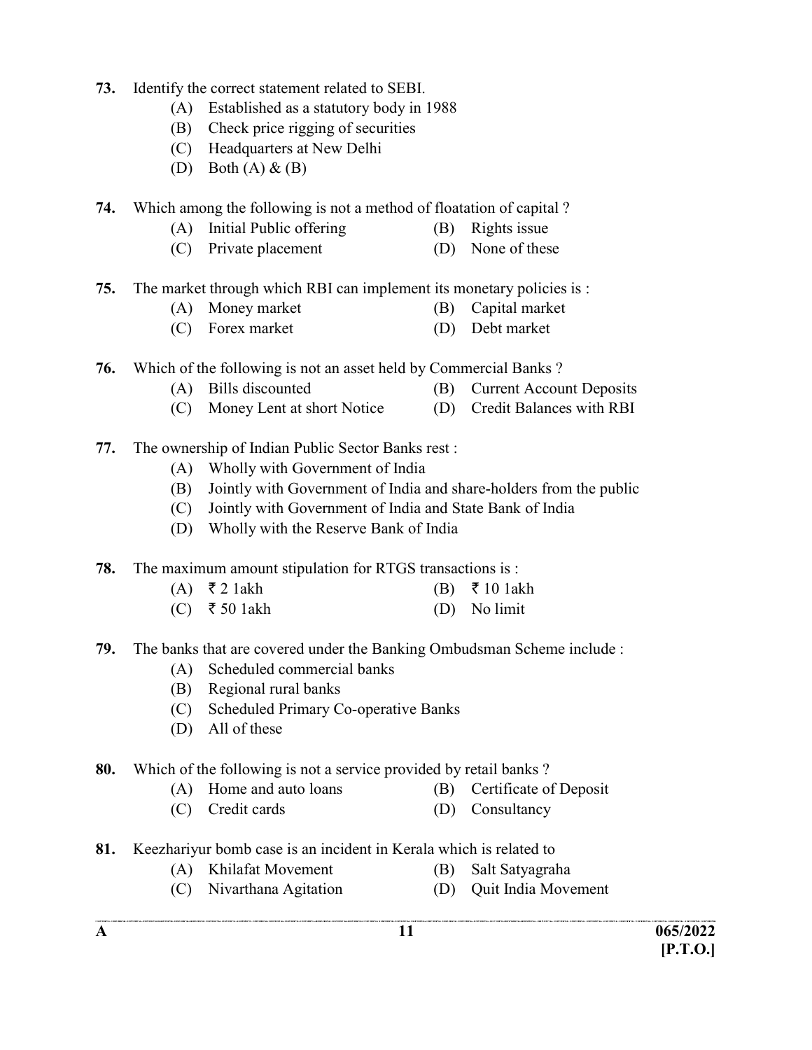73. Identify the correct statement related to SEBI.

   (A) Established as a statutory body in 1988
   (B) Check price rigging of securities
   (C) Headquarters at New Delhi
   (D) Both (A) & (B)

74. Which among the following is not a method of floatation of capital ?

   (A) Initial Public offering
   (B) Rights issue
   (C) Private placement
   (D) None of these

75. The market through which RBI can implement its monetary policies is :

   (A) Money market
   (B) Capital market
   (C) Forex market
   (D) Debt market

76. Which of the following is not an asset held by Commercial Banks ?

   (A) Bills discounted
   (B) Current Account Deposits
   (C) Money Lent at short Notice
   (D) Credit Balances with RBI

77. The ownership of Indian Public Sector Banks rest :

   (A) Wholly with Government of India
   (B) Jointly with Government of India and share-holders from the public
   (C) Jointly with Government of India and State Bank of India
   (D) Wholly with the Reserve Bank of India

78. The maximum amount stipulation for RTGS transactions is :

   (A) ₹ 2 1akh
   (B) ₹ 10 1akh
   (C) ₹ 50 1akh
   (D) No limit

79. The banks that are covered under the Banking Ombudsman Scheme include :

   (A) Scheduled commercial banks
   (B) Regional rural banks
   (C) Scheduled Primary Co-operative Banks
   (D) All of these

80. Which of the following is not a service provided by retail banks ?

   (A) Home and auto loans
   (B) Certificate of Deposit
   (C) Credit cards
   (D) Consultancy

81. Keezhariyur bomb case is an incident in Kerala which is related to

   (A) Khilafat Movement
   (B) Salt Satyagraha
   (C) Nivarthana Agitation
   (D) Quit India Movement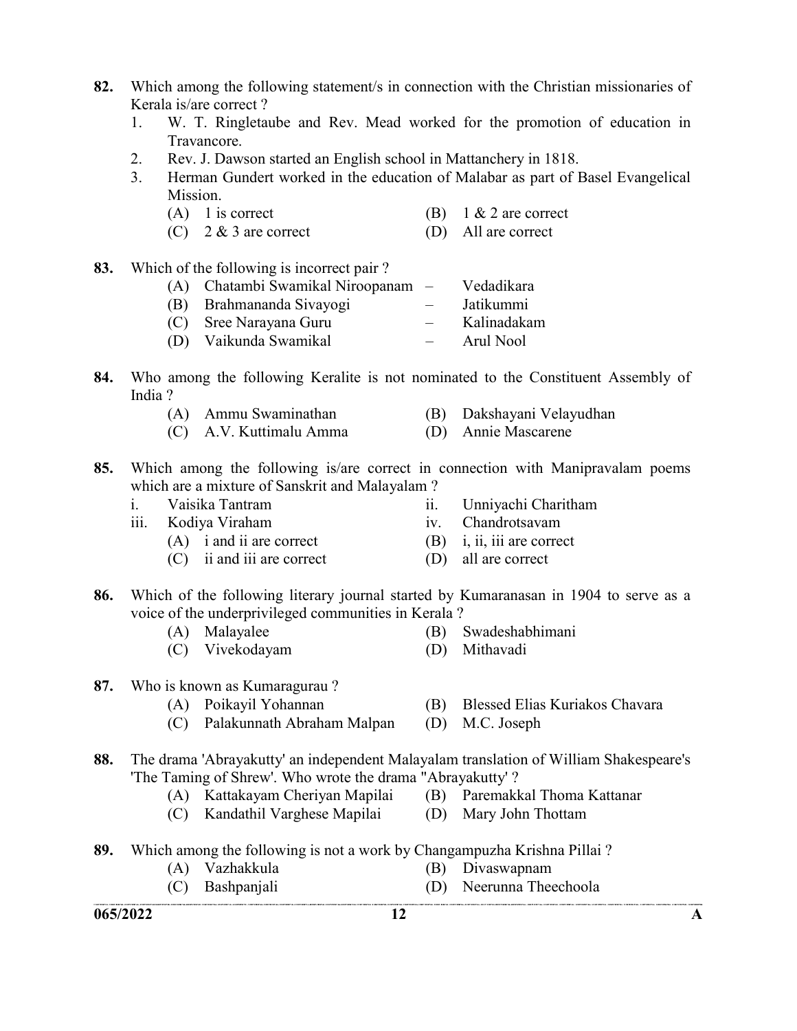**82.** Which among the following statement/s in connection with the Christian missionaries of Kerala is/are correct ?

1. W. T. Ringletaube and Rev. Mead worked for the promotion of education in Travancore.
2. Rev. J. Dawson started an English school in Mattanchery in 1818.
3. Herman Gundert worked in the education of Malabar as part of Basel Evangelical Mission.

(A) 1 is correct
(B) 1 & 2 are correct
(C) 2 & 3 are correct
(D) All are correct

**83.** Which of the following is incorrect pair ?

(A) Chatambi Swamikal Niroopanam – Vedadikara
(B) Brahmananda Sivayogi – Jatikummi
(C) Sree Narayana Guru – Kalinadakam
(D) Vaikunda Swamikal – Arul Nool

**84.** Who among the following Keralite is not nominated to the Constituent Assembly of India ?

(A) Ammu Swaminathan
(B) Dakshayani Velayudhan
(C) A.V. Kuttimalu Amma
(D) Annie Mascarene

**85.** Which among the following is/are correct in connection with Manipravalam poems which are a mixture of Sanskrit and Malayalam ?

i. Vaisika Tantram
ii. Unniyachi Charitham
iii. Kodiya Viraham
iv. Chandrotsavam

(A) i and ii are correct
(B) i, ii, iii are correct
(C) ii and iii are correct
(D) all are correct

**86.** Which of the following literary journal started by Kumaranasan in 1904 to serve as a voice of the underprivileged communities in Kerala ?

(A) Malayalee
(B) Swadeshabhimani
(C) Vivekodayam
(D) Mithavadi

**87.** Who is known as Kumaragurau ?

(A) Poikayil Yohannan
(B) Blessed Elias Kuriakos Chavara
(C) Palakunnath Abraham Malpan
(D) M.C. Joseph

**88.** The drama 'Abrayakutty' an independent Malayalam translation of William Shakespeare's 'The Taming of Shrew'. Who wrote the drama "Abrayakutty' ?

(A) Kattakayam Cheriyan Mapilai
(B) Paremakkal Thoma Kattanar
(C) Kandathil Varghese Mapilai
(D) Mary John Thottam

**89.** Which among the following is not a work by Changampuzha Krishna Pillai ?

(A) Vazhakkula
(B) Divaswapnam
(C) Bashpanjali
(D) Neerunna Theechoola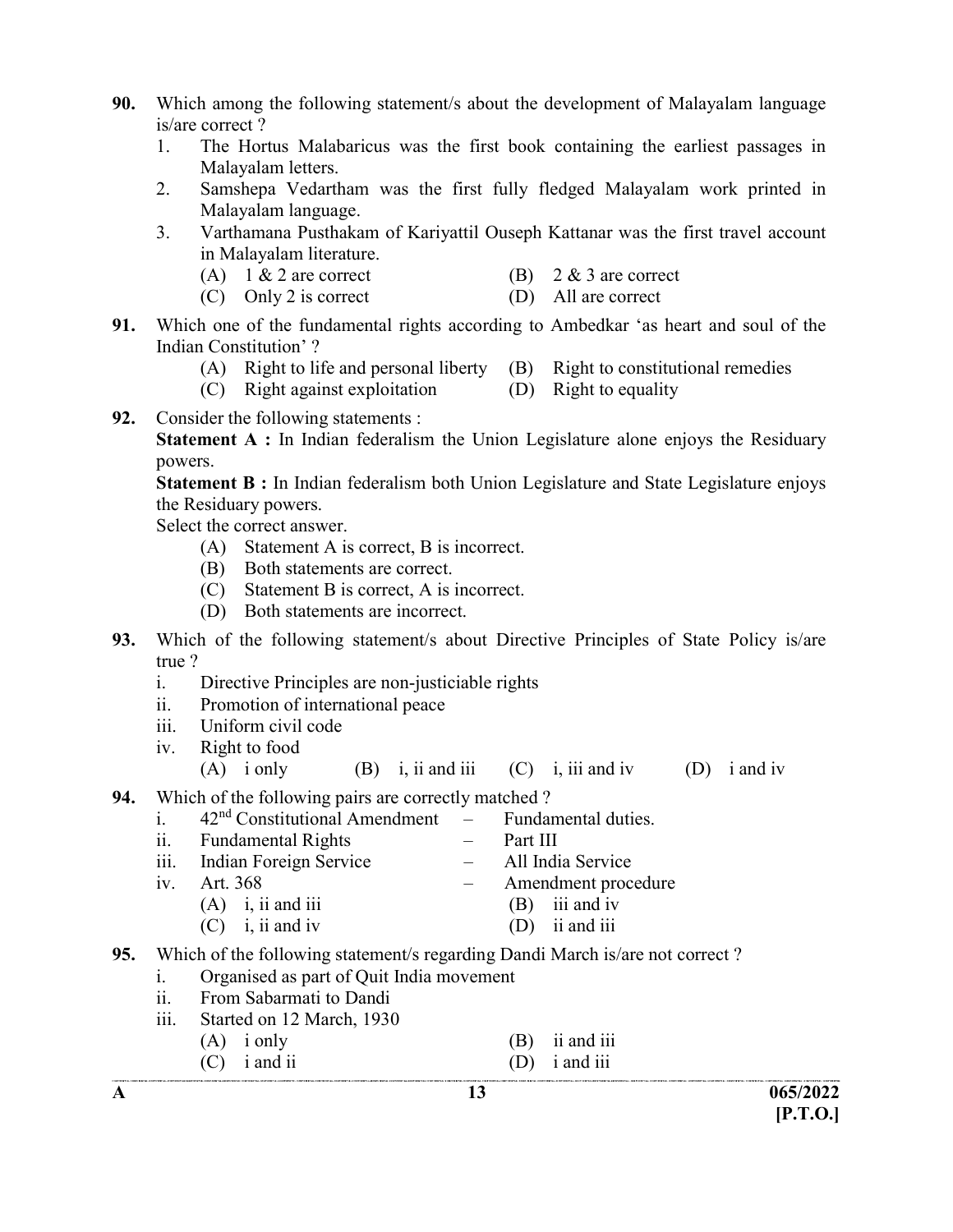**90.** Which among the following statement/s about the development of Malayalam language is/are correct ?

1. The Hortus Malabaricus was the first book containing the earliest passages in Malayalam letters.
2. Samshepa Vedartham was the first fully fledged Malayalam work printed in Malayalam language.
3. Varthamana Pusthakam of Kariyattil Ouseph Kattanar was the first travel account in Malayalam literature.

(A) 1 & 2 are correct (B) 2 & 3 are correct
(C) Only 2 is correct (D) All are correct

**91.** Which one of the fundamental rights according to Ambedkar 'as heart and soul of the Indian Constitution' ?

(A) Right to life and personal liberty (B) Right to constitutional remedies
(C) Right against exploitation (D) Right to equality

**92.** Consider the following statements :

**Statement A :** In Indian federalism the Union Legislature alone enjoys the Residuary powers.

**Statement B :** In Indian federalism both Union Legislature and State Legislature enjoys the Residuary powers.

Select the correct answer.

(A) Statement A is correct, B is incorrect.
(B) Both statements are correct.
(C) Statement B is correct, A is incorrect.
(D) Both statements are incorrect.

**93.** Which of the following statement/s about Directive Principles of State Policy is/are true ?

i. Directive Principles are non-justiciable rights
ii. Promotion of international peace
iii. Uniform civil code
iv. Right to food

(A) i only (B) i, ii and iii (C) i, iii and iv (D) i and iv

**94.** Which of the following pairs are correctly matched ?

i. 42[nd] Constitutional Amendment – Fundamental duties.
ii. Fundamental Rights – Part III
iii. Indian Foreign Service – All India Service
iv. Art. 368 – Amendment procedure

(A) i, ii and iii (B) iii and iv
(C) i, ii and iv (D) ii and iii

**95.** Which of the following statement/s regarding Dandi March is/are not correct ?

i. Organised as part of Quit India movement
ii. From Sabarmati to Dandi
iii. Started on 12 March, 1930

(A) i only (B) ii and iii
(C) i and ii (D) i and iii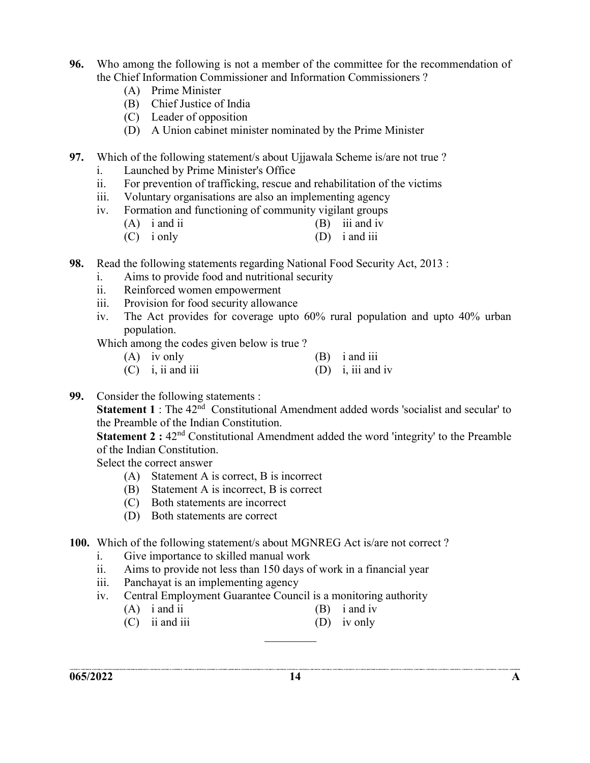**96.** Who among the following is not a member of the committee for the recommendation of the Chief Information Commissioner and Information Commissioners ?

- (A) Prime Minister
- (B) Chief Justice of India
- (C) Leader of opposition
- (D) A Union cabinet minister nominated by the Prime Minister

**97.** Which of the following statement/s about Ujjawala Scheme is/are not true ?

i. Launched by Prime Minister's Office
ii. For prevention of trafficking, rescue and rehabilitation of the victims
iii. Voluntary organisations are also an implementing agency
iv. Formation and functioning of community vigilant groups

- (A) i and ii
- (B) iii and iv
- (C) i only
- (D) i and iii

**98.** Read the following statements regarding National Food Security Act, 2013 :

i. Aims to provide food and nutritional security
ii. Reinforced women empowerment
iii. Provision for food security allowance
iv. The Act provides for coverage upto 60% rural population and upto 40% urban population.

Which among the codes given below is true ?

- (A) iv only
- (B) i and iii
- (C) i, ii and iii
- (D) i, iii and iv

**99.** Consider the following statements :

**Statement 1** : The 42nd Constitutional Amendment added words 'socialist and secular' to the Preamble of the Indian Constitution.

**Statement 2 :** 42nd Constitutional Amendment added the word 'integrity' to the Preamble of the Indian Constitution.

Select the correct answer

- (A) Statement A is correct, B is incorrect
- (B) Statement A is incorrect, B is correct
- (C) Both statements are incorrect
- (D) Both statements are correct

**100.** Which of the following statement/s about MGNREG Act is/are not correct ?

i. Give importance to skilled manual work
ii. Aims to provide not less than 150 days of work in a financial year
iii. Panchayat is an implementing agency
iv. Central Employment Guarantee Council is a monitoring authority

- (A) i and ii
- (B) i and iv
- (C) ii and iii
- (D) iv only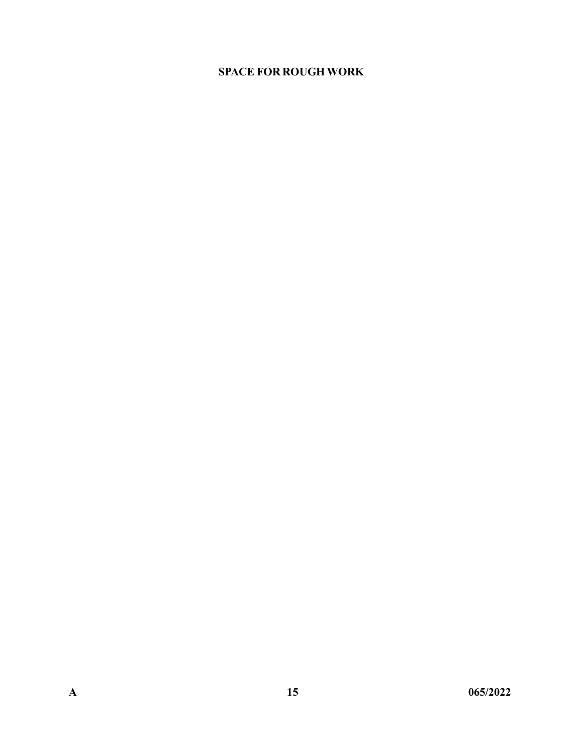**SPACE FOR ROUGH WORK**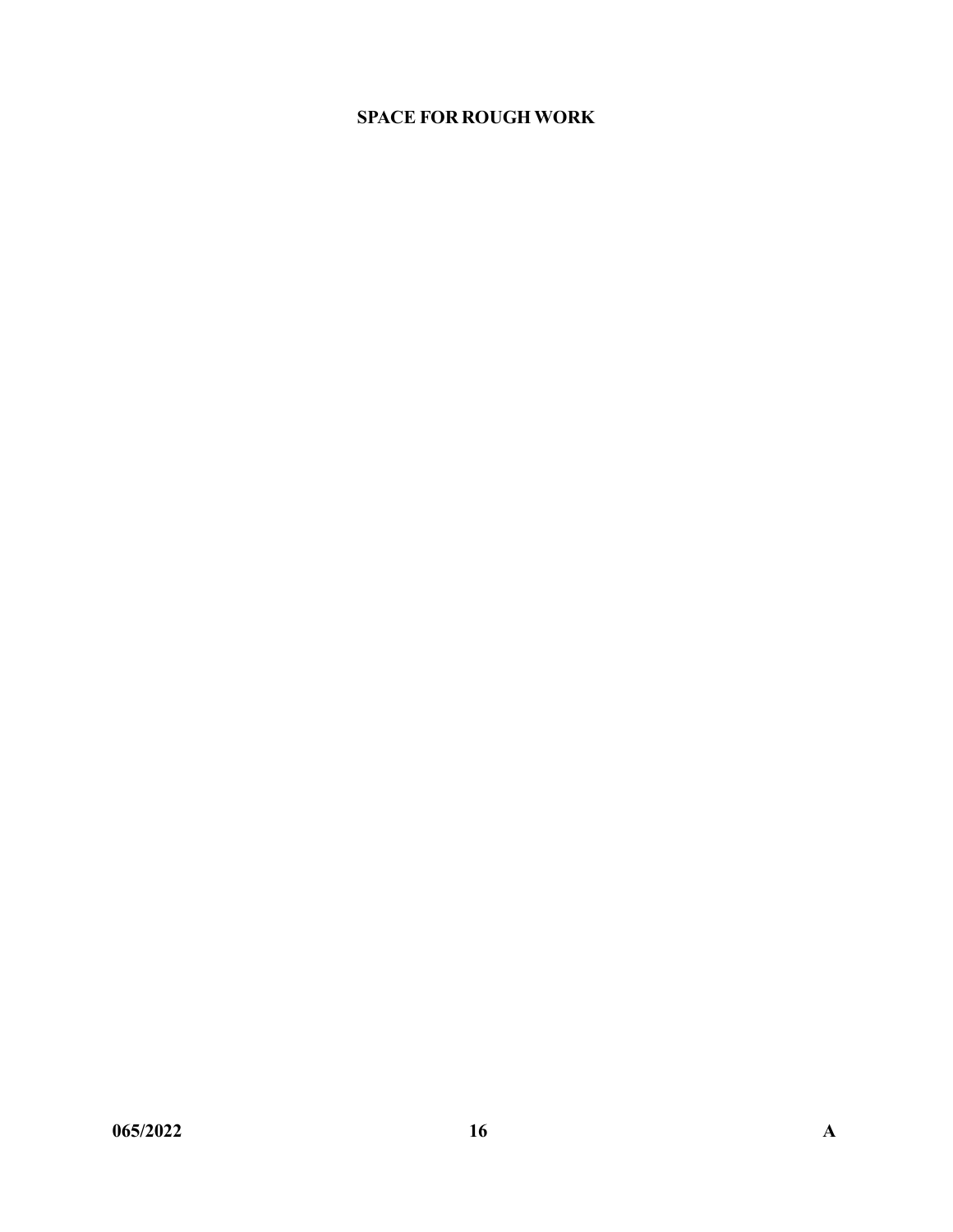**SPACE FOR ROUGH WORK**